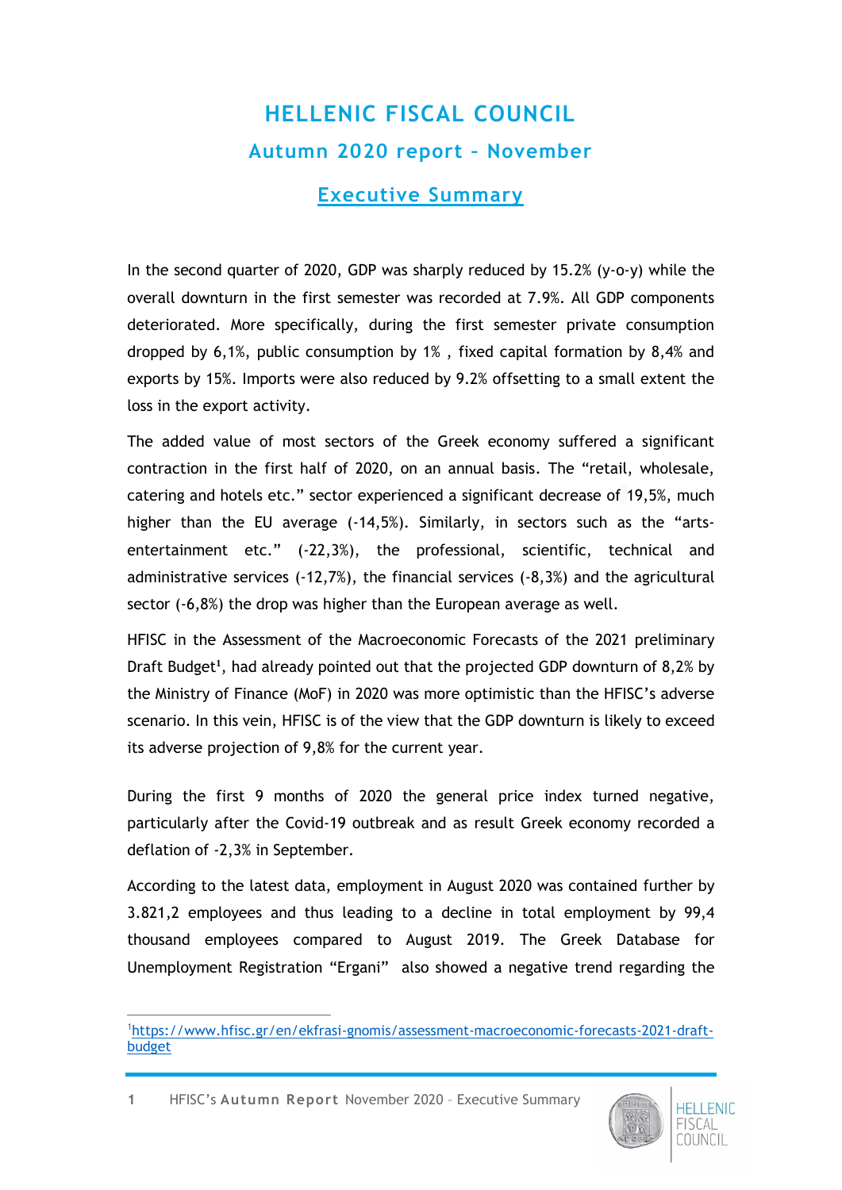# HELLENIC FISCAL COUNCIL

## Autumn 2020 report – November

## Executive Summary

In the second quarter of 2020, GDP was sharply reduced by 15.2% (y-o-y) while the overall downturn in the first semester was recorded at 7.9%. All GDP components deteriorated. More specifically, during the first semester private consumption dropped by 6,1%, public consumption by 1% , fixed capital formation by 8,4% and exports by 15%. Imports were also reduced by 9.2% offsetting to a small extent the loss in the export activity.

The added value of most sectors of the Greek economy suffered a significant contraction in the first half of 2020, on an annual basis. The "retail, wholesale, catering and hotels etc." sector experienced a significant decrease of 19,5%, much higher than the EU average (-14,5%). Similarly, in sectors such as the "arts-entertainment etc." (-22,3%), the professional, scientific, technical and administrative services (-12,7%), the financial services (-8,3%) and the agricultural sector (-6,8%) the drop was higher than the European average as well.

HFISC in the Assessment of the Macroeconomic Forecasts of the 2021 preliminary Draft Budget[1], had already pointed out that the projected GDP downturn of 8,2% by the Ministry of Finance (MoF) in 2020 was more optimistic than the HFISC's adverse scenario. In this vein, HFISC is of the view that the GDP downturn is likely to exceed its adverse projection of 9,8% for the current year.

During the first 9 months of 2020 the general price index turned negative, particularly after the Covid-19 outbreak and as result Greek economy recorded a deflation of -2,3% in September.

According to the latest data, employment in August 2020 was contained further by 3.821,2 employees and thus leading to a decline in total employment by 99,4 thousand employees compared to August 2019. The Greek Database for Unemployment Registration "Ergani" also showed a negative trend regarding the

[1] https://www.hfisc.gr/en/ekfrasi-gnomis/assessment-macroeconomic-forecasts-2021-draft-budget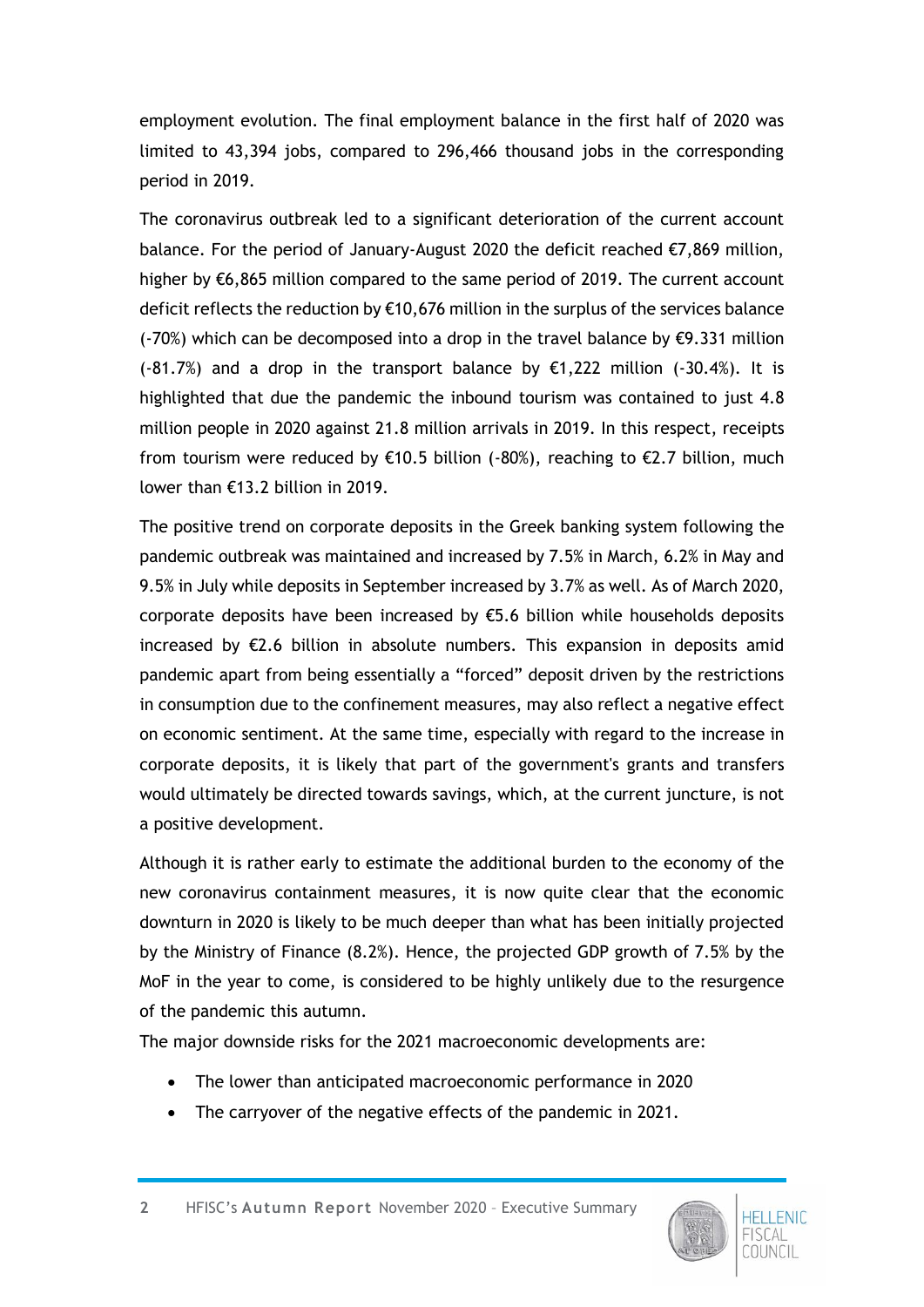employment evolution. The final employment balance in the first half of 2020 was limited to 43,394 jobs, compared to 296,466 thousand jobs in the corresponding period in 2019.

The coronavirus outbreak led to a significant deterioration of the current account balance. For the period of January-August 2020 the deficit reached €7,869 million, higher by €6,865 million compared to the same period of 2019. The current account deficit reflects the reduction by €10,676 million in the surplus of the services balance (-70%) which can be decomposed into a drop in the travel balance by €9.331 million (-81.7%) and a drop in the transport balance by €1,222 million (-30.4%). It is highlighted that due the pandemic the inbound tourism was contained to just 4.8 million people in 2020 against 21.8 million arrivals in 2019. In this respect, receipts from tourism were reduced by €10.5 billion (-80%), reaching to €2.7 billion, much lower than €13.2 billion in 2019.

The positive trend on corporate deposits in the Greek banking system following the pandemic outbreak was maintained and increased by 7.5% in March, 6.2% in May and 9.5% in July while deposits in September increased by 3.7% as well. As of March 2020, corporate deposits have been increased by €5.6 billion while households deposits increased by €2.6 billion in absolute numbers. This expansion in deposits amid pandemic apart from being essentially a "forced" deposit driven by the restrictions in consumption due to the confinement measures, may also reflect a negative effect on economic sentiment. At the same time, especially with regard to the increase in corporate deposits, it is likely that part of the government's grants and transfers would ultimately be directed towards savings, which, at the current juncture, is not a positive development.

Although it is rather early to estimate the additional burden to the economy of the new coronavirus containment measures, it is now quite clear that the economic downturn in 2020 is likely to be much deeper than what has been initially projected by the Ministry of Finance (8.2%). Hence, the projected GDP growth of 7.5% by the MoF in the year to come, is considered to be highly unlikely due to the resurgence of the pandemic this autumn.

The major downside risks for the 2021 macroeconomic developments are:

- The lower than anticipated macroeconomic performance in 2020
- The carryover of the negative effects of the pandemic in 2021.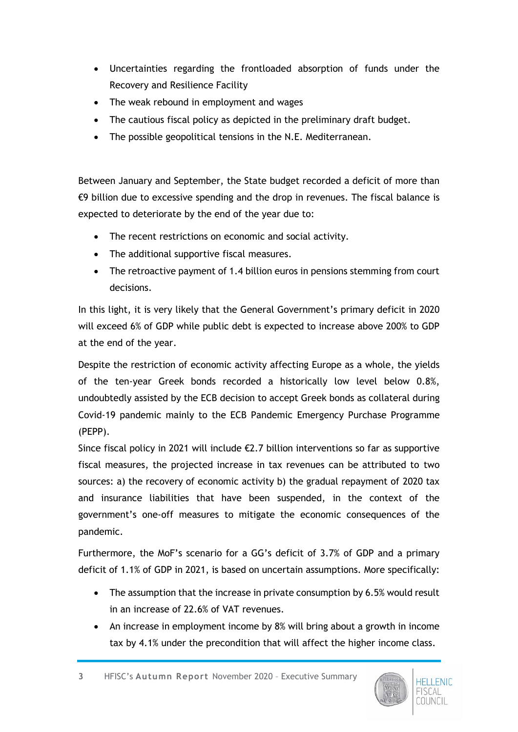- Uncertainties regarding the frontloaded absorption of funds under the Recovery and Resilience Facility
- The weak rebound in employment and wages
- The cautious fiscal policy as depicted in the preliminary draft budget.
- The possible geopolitical tensions in the N.E. Mediterranean.

Between January and September, the State budget recorded a deficit of more than €9 billion due to excessive spending and the drop in revenues. The fiscal balance is expected to deteriorate by the end of the year due to:

- The recent restrictions on economic and social activity.
- The additional supportive fiscal measures.
- The retroactive payment of 1.4 billion euros in pensions stemming from court decisions.

In this light, it is very likely that the General Government's primary deficit in 2020 will exceed 6% of GDP while public debt is expected to increase above 200% to GDP at the end of the year.

Despite the restriction of economic activity affecting Europe as a whole, the yields of the ten-year Greek bonds recorded a historically low level below 0.8%, undoubtedly assisted by the ECB decision to accept Greek bonds as collateral during Covid-19 pandemic mainly to the ECB Pandemic Emergency Purchase Programme (PEPP).

Since fiscal policy in 2021 will include €2.7 billion interventions so far as supportive fiscal measures, the projected increase in tax revenues can be attributed to two sources: a) the recovery of economic activity b) the gradual repayment of 2020 tax and insurance liabilities that have been suspended, in the context of the government's one-off measures to mitigate the economic consequences of the pandemic.

Furthermore, the MoF's scenario for a GG's deficit of 3.7% of GDP and a primary deficit of 1.1% of GDP in 2021, is based on uncertain assumptions. More specifically:

- The assumption that the increase in private consumption by 6.5% would result in an increase of 22.6% of VAT revenues.
- An increase in employment income by 8% will bring about a growth in income tax by 4.1% under the precondition that will affect the higher income class.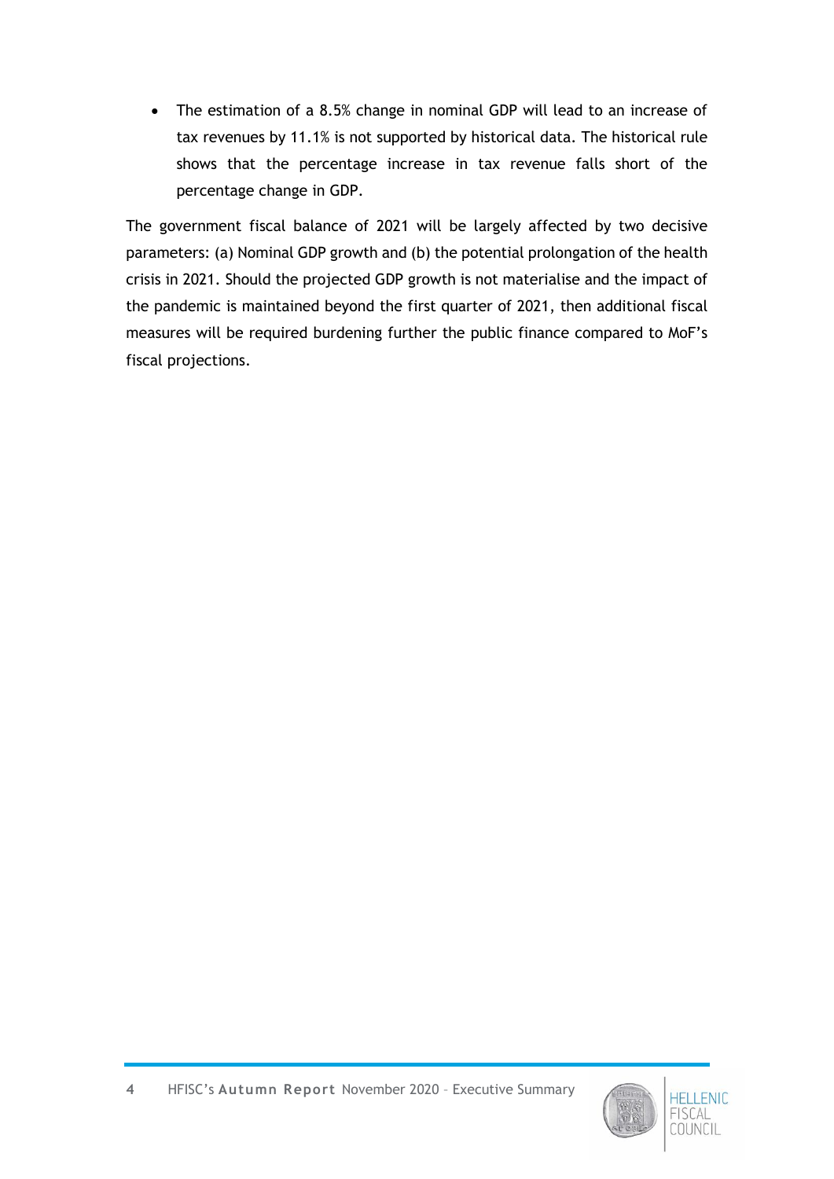- The estimation of a 8.5% change in nominal GDP will lead to an increase of tax revenues by 11.1% is not supported by historical data. The historical rule shows that the percentage increase in tax revenue falls short of the percentage change in GDP.

The government fiscal balance of 2021 will be largely affected by two decisive parameters: (a) Nominal GDP growth and (b) the potential prolongation of the health crisis in 2021. Should the projected GDP growth is not materialise and the impact of the pandemic is maintained beyond the first quarter of 2021, then additional fiscal measures will be required burdening further the public finance compared to MoF's fiscal projections.